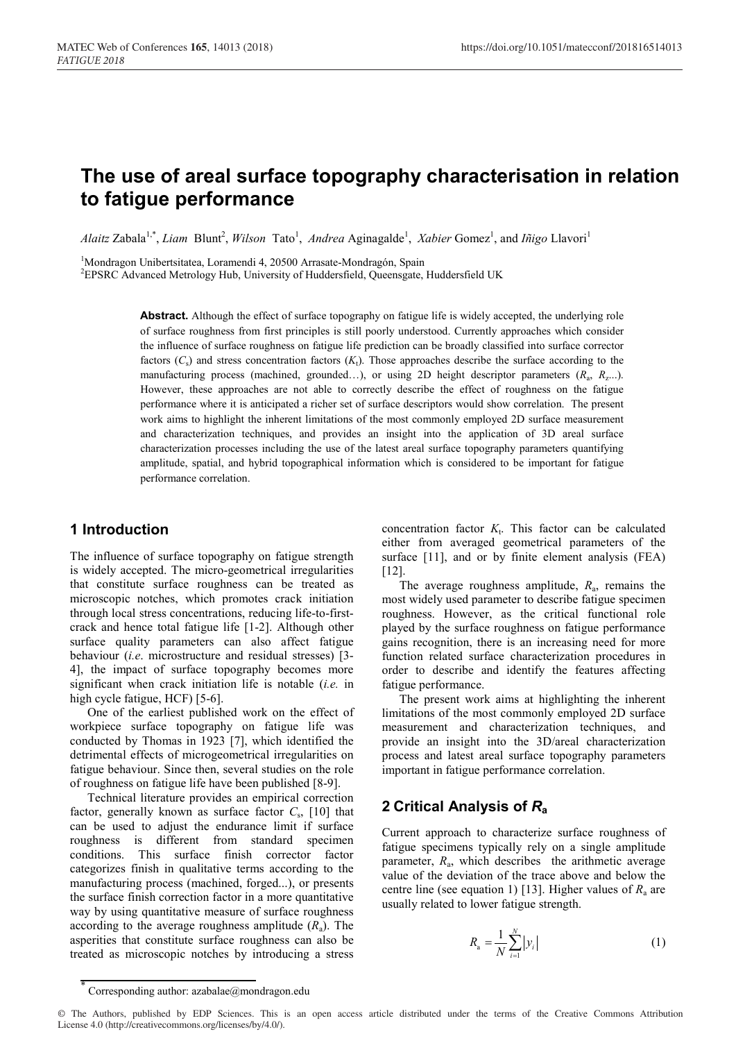# The use of areal surface topography characterisation in relation to fatigue performance

*Alaitz* Zabala[1,*], *Liam* Blunt[2], *Wilson* Tato[1], *Andrea* Aginagalde[1], *Xabier* Gomez[1], and Iñigo Llavori[1]

[1]Mondragon Unibertsitatea, Loramendi 4, 20500 Arrasate-Mondragón, Spain
[2]EPSRC Advanced Metrology Hub, University of Huddersfield, Queensgate, Huddersfield UK

**Abstract.** Although the effect of surface topography on fatigue life is widely accepted, the underlying role of surface roughness from first principles is still poorly understood. Currently approaches which consider the influence of surface roughness on fatigue life prediction can be broadly classified into surface corrector factors ($C_s$) and stress concentration factors ($K_t$). Those approaches describe the surface according to the manufacturing process (machined, grounded…), or using 2D height descriptor parameters ($R_a$, $R_z$...). However, these approaches are not able to correctly describe the effect of roughness on the fatigue performance where it is anticipated a richer set of surface descriptors would show correlation. The present work aims to highlight the inherent limitations of the most commonly employed 2D surface measurement and characterization techniques, and provides an insight into the application of 3D areal surface characterization processes including the use of the latest areal surface topography parameters quantifying amplitude, spatial, and hybrid topographical information which is considered to be important for fatigue performance correlation.

## 1 Introduction

The influence of surface topography on fatigue strength is widely accepted. The micro-geometrical irregularities that constitute surface roughness can be treated as microscopic notches, which promotes crack initiation through local stress concentrations, reducing life-to-first-crack and hence total fatigue life [1-2]. Although other surface quality parameters can also affect fatigue behaviour (*i.e*. microstructure and residual stresses) [3-4], the impact of surface topography becomes more significant when crack initiation life is notable (*i.e.* in high cycle fatigue, HCF) [5-6].

One of the earliest published work on the effect of workpiece surface topography on fatigue life was conducted by Thomas in 1923 [7], which identified the detrimental effects of microgeometrical irregularities on fatigue behaviour. Since then, several studies on the role of roughness on fatigue life have been published [8-9].

Technical literature provides an empirical correction factor, generally known as surface factor $C_s$, [10] that can be used to adjust the endurance limit if surface roughness is different from standard specimen conditions. This surface finish corrector factor categorizes finish in qualitative terms according to the manufacturing process (machined, forged...), or presents the surface finish correction factor in a more quantitative way by using quantitative measure of surface roughness according to the average roughness amplitude ($R_a$). The asperities that constitute surface roughness can also be treated as microscopic notches by introducing a stress concentration factor $K_t$. This factor can be calculated either from averaged geometrical parameters of the surface [11], and or by finite element analysis (FEA) [12].

The average roughness amplitude, $R_a$, remains the most widely used parameter to describe fatigue specimen roughness. However, as the critical functional role played by the surface roughness on fatigue performance gains recognition, there is an increasing need for more function related surface characterization procedures in order to describe and identify the features affecting fatigue performance.

The present work aims at highlighting the inherent limitations of the most commonly employed 2D surface measurement and characterization techniques, and provide an insight into the 3D/areal characterization process and latest areal surface topography parameters important in fatigue performance correlation.

## 2 Critical Analysis of $R_a$

Current approach to characterize surface roughness of fatigue specimens typically rely on a single amplitude parameter, $R_a$, which describes the arithmetic average value of the deviation of the trace above and below the centre line (see equation 1) [13]. Higher values of $R_a$ are usually related to lower fatigue strength.

$$R_a = \frac{1}{N}\sum_{i=1}^{N}\left|y_i\right| \tag{1}$$

* Corresponding author: azabalae@mondragon.edu

© The Authors, published by EDP Sciences. This is an open access article distributed under the terms of the Creative Commons Attribution License 4.0 (http://creativecommons.org/licenses/by/4.0/).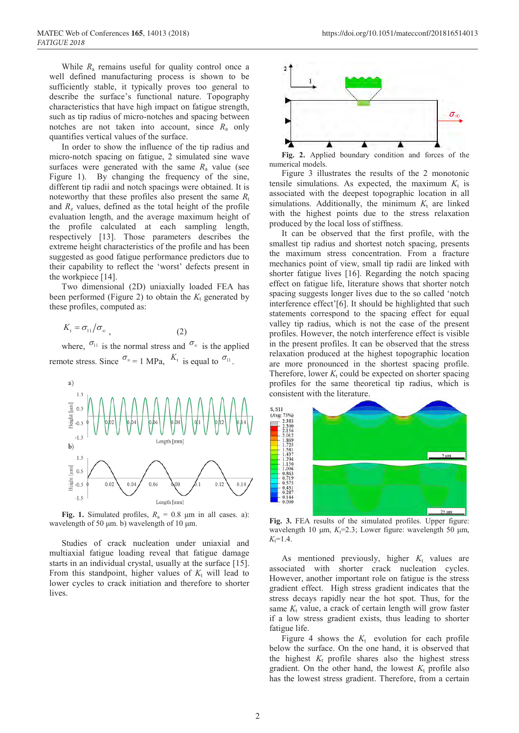While $R_a$ remains useful for quality control once a well defined manufacturing process is shown to be sufficiently stable, it typically proves too general to describe the surface's functional nature. Topography characteristics that have high impact on fatigue strength, such as tip radius of micro-notches and spacing between notches are not taken into account, since $R_a$ only quantifies vertical values of the surface.

In order to show the influence of the tip radius and micro-notch spacing on fatigue, 2 simulated sine wave surfaces were generated with the same $R_a$ value (see Figure 1). By changing the frequency of the sine, different tip radii and notch spacings were obtained. It is noteworthy that these profiles also present the same $R_t$ and $R_z$ values, defined as the total height of the profile evaluation length, and the average maximum height of the profile calculated at each sampling length, respectively [13]. Those parameters describes the extreme height characteristics of the profile and has been suggested as good fatigue performance predictors due to their capability to reflect the 'worst' defects present in the workpiece [14].

Two dimensional (2D) uniaxially loaded FEA has been performed (Figure 2) to obtain the $K_t$ generated by these profiles, computed as:

$$K_t = \sigma_{11}/\sigma_\infty , \qquad (2)$$

where, $\sigma_{11}$ is the normal stress and $\sigma_\infty$ is the applied remote stress. Since $\sigma_\infty = 1$ MPa, $K_t$ is equal to $\sigma_{11}$.

**Fig. 1.** Simulated profiles, $R_a$ = 0.8 µm in all cases. a): wavelength of 50 µm. b) wavelength of 10 µm.

Studies of crack nucleation under uniaxial and multiaxial fatigue loading reveal that fatigue damage starts in an individual crystal, usually at the surface [15]. From this standpoint, higher values of $K_t$ will lead to lower cycles to crack initiation and therefore to shorter lives.

**Fig. 2.** Applied boundary condition and forces of the numerical models.

Figure 3 illustrates the results of the 2 monotonic tensile simulations. As expected, the maximum $K_t$ is associated with the deepest topographic location in all simulations. Additionally, the minimum $K_t$ are linked with the highest points due to the stress relaxation produced by the local loss of stiffness.

It can be observed that the first profile, with the smallest tip radius and shortest notch spacing, presents the maximum stress concentration. From a fracture mechanics point of view, small tip radii are linked with shorter fatigue lives [16]. Regarding the notch spacing effect on fatigue life, literature shows that shorter notch spacing suggests longer lives due to the so called 'notch interference effect'[6]. It should be highlighted that such statements correspond to the spacing effect for equal valley tip radius, which is not the case of the present profiles. However, the notch interference effect is visible in the present profiles. It can be observed that the stress relaxation produced at the highest topographic location are more pronounced in the shortest spacing profile. Therefore, lower $K_t$ could be expected on shorter spacing profiles for the same theoretical tip radius, which is consistent with the literature.

**Fig. 3.** FEA results of the simulated profiles. Upper figure: wavelength 10 µm, $K_t$=2.3; Lower figure: wavelength 50 µm, $K_t$=1.4.

As mentioned previously, higher $K_t$ values are associated with shorter crack nucleation cycles. However, another important role on fatigue is the stress gradient effect. High stress gradient indicates that the stress decays rapidly near the hot spot. Thus, for the same $K_t$ value, a crack of certain length will grow faster if a low stress gradient exists, thus leading to shorter fatigue life.

Figure 4 shows the $K_t$ evolution for each profile below the surface. On the one hand, it is observed that the highest $K_t$ profile shares also the highest stress gradient. On the other hand, the lowest $K_t$ profile also has the lowest stress gradient. Therefore, from a certain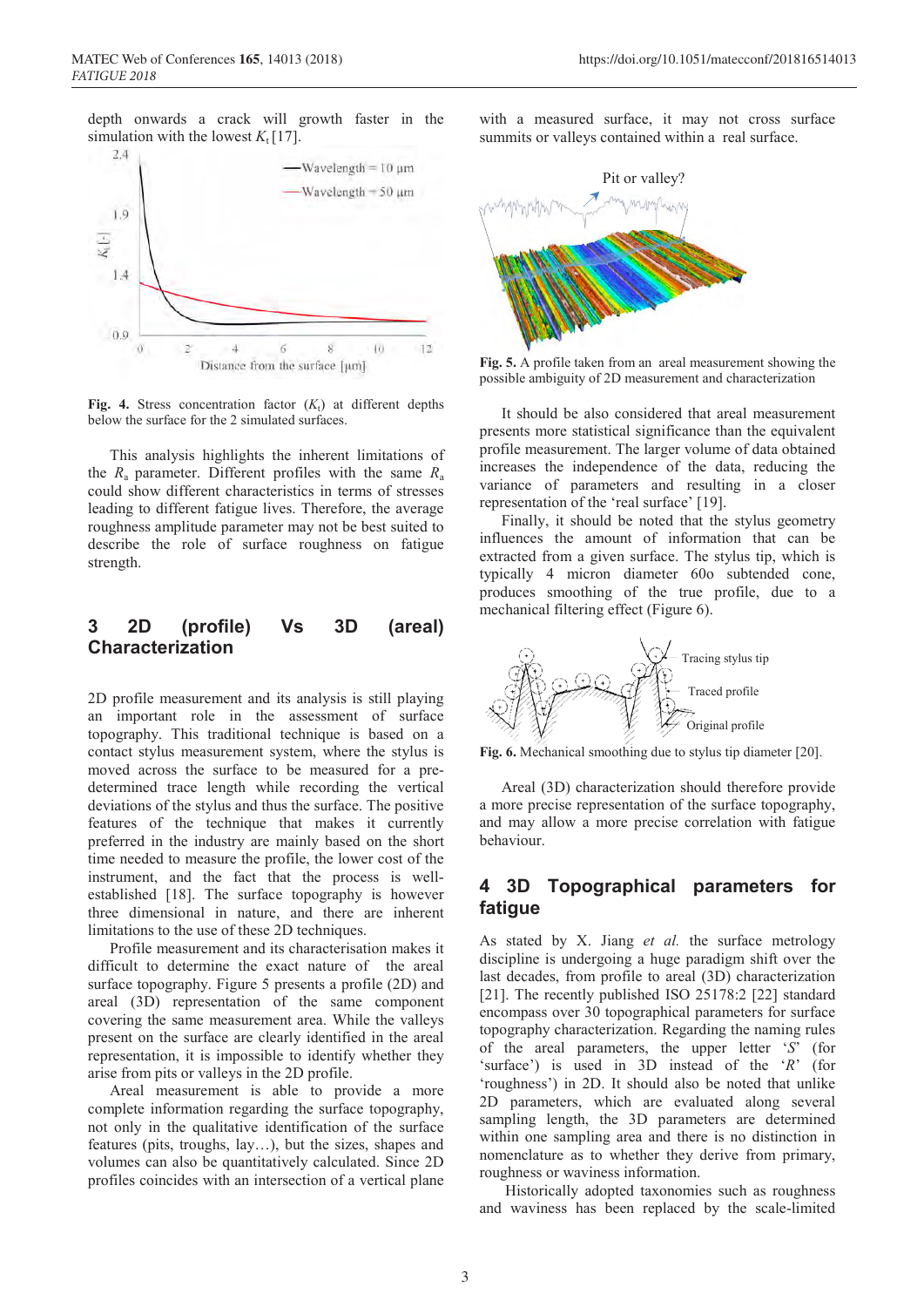depth onwards a crack will growth faster in the simulation with the lowest $K_t$ [17].

**Fig. 4.** Stress concentration factor ($K_t$) at different depths below the surface for the 2 simulated surfaces.

This analysis highlights the inherent limitations of the $R_a$ parameter. Different profiles with the same $R_a$ could show different characteristics in terms of stresses leading to different fatigue lives. Therefore, the average roughness amplitude parameter may not be best suited to describe the role of surface roughness on fatigue strength.

## 3 2D (profile) Vs 3D (areal) Characterization

2D profile measurement and its analysis is still playing an important role in the assessment of surface topography. This traditional technique is based on a contact stylus measurement system, where the stylus is moved across the surface to be measured for a pre-determined trace length while recording the vertical deviations of the stylus and thus the surface. The positive features of the technique that makes it currently preferred in the industry are mainly based on the short time needed to measure the profile, the lower cost of the instrument, and the fact that the process is well-established [18]. The surface topography is however three dimensional in nature, and there are inherent limitations to the use of these 2D techniques.

Profile measurement and its characterisation makes it difficult to determine the exact nature of the areal surface topography. Figure 5 presents a profile (2D) and areal (3D) representation of the same component covering the same measurement area. While the valleys present on the surface are clearly identified in the areal representation, it is impossible to identify whether they arise from pits or valleys in the 2D profile.

Areal measurement is able to provide a more complete information regarding the surface topography, not only in the qualitative identification of the surface features (pits, troughs, lay…), but the sizes, shapes and volumes can also be quantitatively calculated. Since 2D profiles coincides with an intersection of a vertical plane with a measured surface, it may not cross surface summits or valleys contained within a real surface.

**Fig. 5.** A profile taken from an areal measurement showing the possible ambiguity of 2D measurement and characterization

It should be also considered that areal measurement presents more statistical significance than the equivalent profile measurement. The larger volume of data obtained increases the independence of the data, reducing the variance of parameters and resulting in a closer representation of the 'real surface' [19].

Finally, it should be noted that the stylus geometry influences the amount of information that can be extracted from a given surface. The stylus tip, which is typically 4 micron diameter 60o subtended cone, produces smoothing of the true profile, due to a mechanical filtering effect (Figure 6).

**Fig. 6.** Mechanical smoothing due to stylus tip diameter [20].

Areal (3D) characterization should therefore provide a more precise representation of the surface topography, and may allow a more precise correlation with fatigue behaviour.

## 4 3D Topographical parameters for fatigue

As stated by X. Jiang *et al.* the surface metrology discipline is undergoing a huge paradigm shift over the last decades, from profile to areal (3D) characterization [21]. The recently published ISO 25178:2 [22] standard encompass over 30 topographical parameters for surface topography characterization. Regarding the naming rules of the areal parameters, the upper letter '*S*' (for 'surface') is used in 3D instead of the '*R*' (for 'roughness') in 2D. It should also be noted that unlike 2D parameters, which are evaluated along several sampling length, the 3D parameters are determined within one sampling area and there is no distinction in nomenclature as to whether they derive from primary, roughness or waviness information.

Historically adopted taxonomies such as roughness and waviness has been replaced by the scale-limited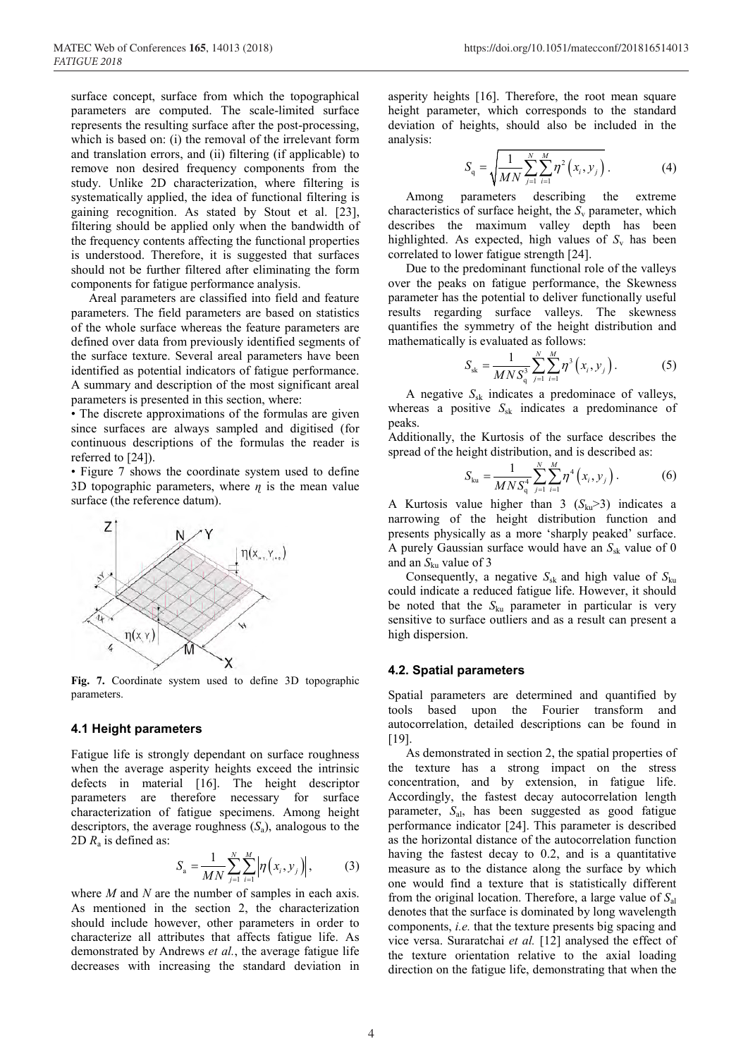surface concept, surface from which the topographical parameters are computed. The scale-limited surface represents the resulting surface after the post-processing, which is based on: (i) the removal of the irrelevant form and translation errors, and (ii) filtering (if applicable) to remove non desired frequency components from the study. Unlike 2D characterization, where filtering is systematically applied, the idea of functional filtering is gaining recognition. As stated by Stout et al. [23], filtering should be applied only when the bandwidth of the frequency contents affecting the functional properties is understood. Therefore, it is suggested that surfaces should not be further filtered after eliminating the form components for fatigue performance analysis.

Areal parameters are classified into field and feature parameters. The field parameters are based on statistics of the whole surface whereas the feature parameters are defined over data from previously identified segments of the surface texture. Several areal parameters have been identified as potential indicators of fatigue performance. A summary and description of the most significant areal parameters is presented in this section, where:

- The discrete approximations of the formulas are given since surfaces are always sampled and digitised (for continuous descriptions of the formulas the reader is referred to [24]).
- Figure 7 shows the coordinate system used to define 3D topographic parameters, where $\eta$ is the mean value surface (the reference datum).

**Fig. 7.** Coordinate system used to define 3D topographic parameters.

### 4.1 Height parameters

Fatigue life is strongly dependant on surface roughness when the average asperity heights exceed the intrinsic defects in material [16]. The height descriptor parameters are therefore necessary for surface characterization of fatigue specimens. Among height descriptors, the average roughness ($S_a$), analogous to the 2D $R_a$ is defined as:

$$S_a = \frac{1}{MN}\sum_{j=1}^{N}\sum_{i=1}^{M}\left|\eta\left(x_i, y_j\right)\right|, \tag{3}$$

where $M$ and $N$ are the number of samples in each axis. As mentioned in the section 2, the characterization should include however, other parameters in order to characterize all attributes that affects fatigue life. As demonstrated by Andrews *et al.*, the average fatigue life decreases with increasing the standard deviation in asperity heights [16]. Therefore, the root mean square height parameter, which corresponds to the standard deviation of heights, should also be included in the analysis:

$$S_q = \sqrt{\frac{1}{MN}\sum_{j=1}^{N}\sum_{i=1}^{M}\eta^2\left(x_i, y_j\right)}. \tag{4}$$

Among parameters describing the extreme characteristics of surface height, the $S_v$ parameter, which describes the maximum valley depth has been highlighted. As expected, high values of $S_v$ has been correlated to lower fatigue strength [24].

Due to the predominant functional role of the valleys over the peaks on fatigue performance, the Skewness parameter has the potential to deliver functionally useful results regarding surface valleys. The skewness quantifies the symmetry of the height distribution and mathematically is evaluated as follows:

$$S_{sk} = \frac{1}{MNS_q^3}\sum_{j=1}^{N}\sum_{i=1}^{M}\eta^3\left(x_i, y_j\right). \tag{5}$$

A negative $S_{sk}$ indicates a predominace of valleys, whereas a positive $S_{sk}$ indicates a predominance of peaks.

Additionally, the Kurtosis of the surface describes the spread of the height distribution, and is described as:

$$S_{ku} = \frac{1}{MNS_q^4}\sum_{j=1}^{N}\sum_{i=1}^{M}\eta^4\left(x_i, y_j\right). \tag{6}$$

A Kurtosis value higher than 3 ($S_{ku}>3$) indicates a narrowing of the height distribution function and presents physically as a more 'sharply peaked' surface. A purely Gaussian surface would have an $S_{sk}$ value of 0 and an $S_{ku}$ value of 3

Consequently, a negative $S_{sk}$ and high value of $S_{ku}$ could indicate a reduced fatigue life. However, it should be noted that the $S_{ku}$ parameter in particular is very sensitive to surface outliers and as a result can present a high dispersion.

### 4.2. Spatial parameters

Spatial parameters are determined and quantified by tools based upon the Fourier transform and autocorrelation, detailed descriptions can be found in [19].

As demonstrated in section 2, the spatial properties of the texture has a strong impact on the stress concentration, and by extension, in fatigue life. Accordingly, the fastest decay autocorrelation length parameter, $S_{al}$, has been suggested as good fatigue performance indicator [24]. This parameter is described as the horizontal distance of the autocorrelation function having the fastest decay to 0.2, and is a quantitative measure as to the distance along the surface by which one would find a texture that is statistically different from the original location. Therefore, a large value of $S_{al}$ denotes that the surface is dominated by long wavelength components, *i.e.* that the texture presents big spacing and vice versa. Suraratchai *et al.* [12] analysed the effect of the texture orientation relative to the axial loading direction on the fatigue life, demonstrating that when the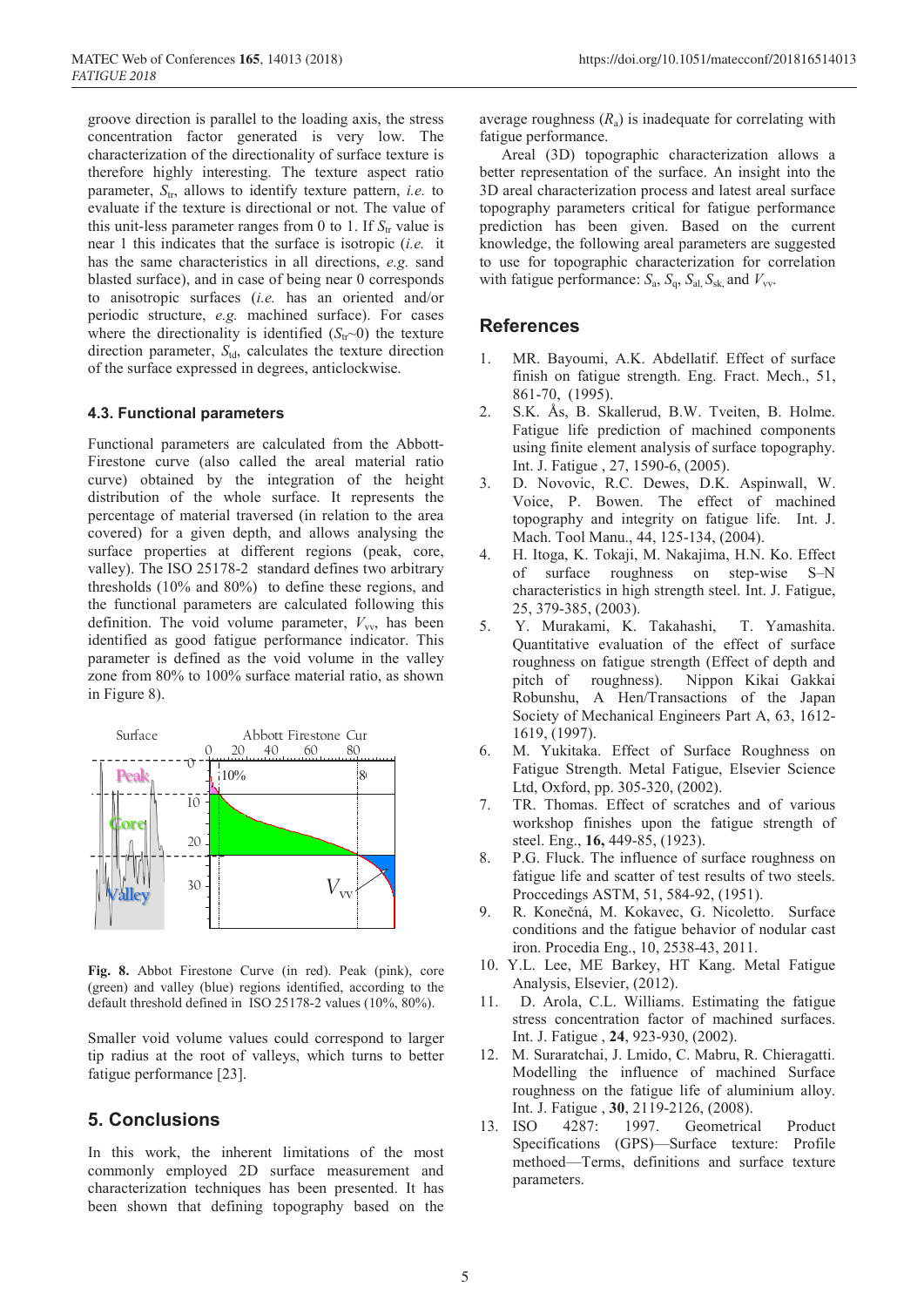groove direction is parallel to the loading axis, the stress concentration factor generated is very low. The characterization of the directionality of surface texture is therefore highly interesting. The texture aspect ratio parameter, $S_{tr}$, allows to identify texture pattern, *i.e.* to evaluate if the texture is directional or not. The value of this unit-less parameter ranges from 0 to 1. If $S_{tr}$ value is near 1 this indicates that the surface is isotropic (*i.e.* it has the same characteristics in all directions, *e.g.* sand blasted surface), and in case of being near 0 corresponds to anisotropic surfaces (*i.e.* has an oriented and/or periodic structure, *e.g.* machined surface). For cases where the directionality is identified ($S_{tr}$~0) the texture direction parameter, $S_{td}$, calculates the texture direction of the surface expressed in degrees, anticlockwise.

### 4.3. Functional parameters

Functional parameters are calculated from the Abbott-Firestone curve (also called the areal material ratio curve) obtained by the integration of the height distribution of the whole surface. It represents the percentage of material traversed (in relation to the area covered) for a given depth, and allows analysing the surface properties at different regions (peak, core, valley). The ISO 25178-2 standard defines two arbitrary thresholds (10% and 80%) to define these regions, and the functional parameters are calculated following this definition. The void volume parameter, $V_{vv}$, has been identified as good fatigue performance indicator. This parameter is defined as the void volume in the valley zone from 80% to 100% surface material ratio, as shown in Figure 8).

**Fig. 8.** Abbot Firestone Curve (in red). Peak (pink), core (green) and valley (blue) regions identified, according to the default threshold defined in ISO 25178-2 values (10%, 80%).

Smaller void volume values could correspond to larger tip radius at the root of valleys, which turns to better fatigue performance [23].

## 5. Conclusions

In this work, the inherent limitations of the most commonly employed 2D surface measurement and characterization techniques has been presented. It has been shown that defining topography based on the average roughness ($R_a$) is inadequate for correlating with fatigue performance.

Areal (3D) topographic characterization allows a better representation of the surface. An insight into the 3D areal characterization process and latest areal surface topography parameters critical for fatigue performance prediction has been given. Based on the current knowledge, the following areal parameters are suggested to use for topographic characterization for correlation with fatigue performance: $S_a$, $S_q$, $S_{al}$, $S_{sk}$ and $V_{vv}$.

## References

1. MR. Bayoumi, A.K. Abdellatif. Effect of surface finish on fatigue strength. Eng. Fract. Mech., 51, 861-70, (1995).
2. S.K. Ås, B. Skallerud, B.W. Tveiten, B. Holme. Fatigue life prediction of machined components using finite element analysis of surface topography. Int. J. Fatigue , 27, 1590-6, (2005).
3. D. Novovic, R.C. Dewes, D.K. Aspinwall, W. Voice, P. Bowen. The effect of machined topography and integrity on fatigue life. Int. J. Mach. Tool Manu., 44, 125-134, (2004).
4. H. Itoga, K. Tokaji, M. Nakajima, H.N. Ko. Effect of surface roughness on step-wise S–N characteristics in high strength steel. Int. J. Fatigue, 25, 379-385, (2003).
5. Y. Murakami, K. Takahashi, T. Yamashita. Quantitative evaluation of the effect of surface roughness on fatigue strength (Effect of depth and pitch of roughness). Nippon Kikai Gakkai Robunshu, A Hen/Transactions of the Japan Society of Mechanical Engineers Part A, 63, 1612-1619, (1997).
6. M. Yukitaka. Effect of Surface Roughness on Fatigue Strength. Metal Fatigue, Elsevier Science Ltd, Oxford, pp. 305-320, (2002).
7. TR. Thomas. Effect of scratches and of various workshop finishes upon the fatigue strength of steel. Eng., **16,** 449-85, (1923).
8. P.G. Fluck. The influence of surface roughness on fatigue life and scatter of test results of two steels. Proccedings ASTM, 51, 584-92, (1951).
9. R. Konečná, M. Kokavec, G. Nicoletto. Surface conditions and the fatigue behavior of nodular cast iron. Procedia Eng., 10, 2538-43, 2011.
10. Y.L. Lee, ME Barkey, HT Kang. Metal Fatigue Analysis, Elsevier, (2012).
11. D. Arola, C.L. Williams. Estimating the fatigue stress concentration factor of machined surfaces. Int. J. Fatigue , **24**, 923-930, (2002).
12. M. Suraratchai, J. Lmido, C. Mabru, R. Chieragatti. Modelling the influence of machined Surface roughness on the fatigue life of aluminium alloy. Int. J. Fatigue , **30**, 2119-2126, (2008).
13. ISO 4287: 1997. Geometrical Product Specifications (GPS)—Surface texture: Profile methoed—Terms, definitions and surface texture parameters.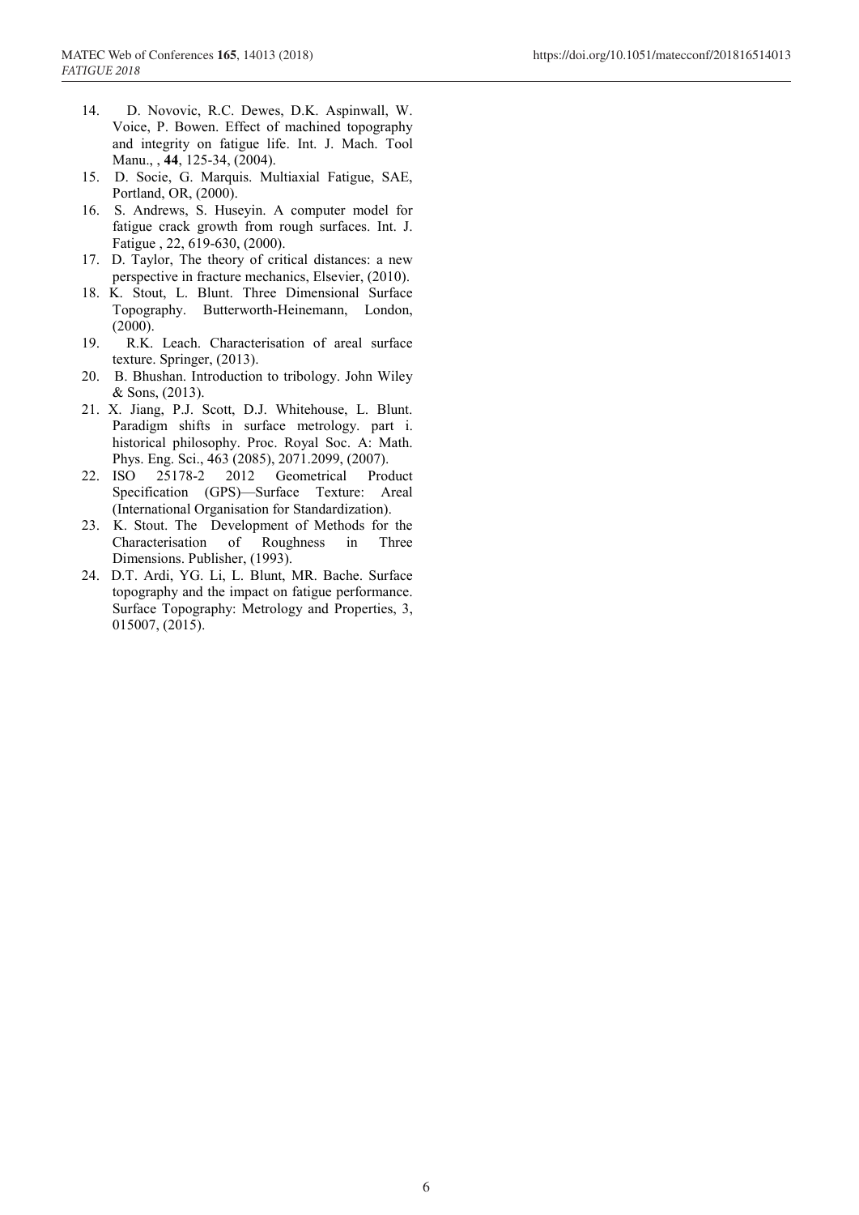14. D. Novovic, R.C. Dewes, D.K. Aspinwall, W. Voice, P. Bowen. Effect of machined topography and integrity on fatigue life. Int. J. Mach. Tool Manu., , **44**, 125-34, (2004).
15. D. Socie, G. Marquis. Multiaxial Fatigue, SAE, Portland, OR, (2000).
16. S. Andrews, S. Huseyin. A computer model for fatigue crack growth from rough surfaces. Int. J. Fatigue , 22, 619-630, (2000).
17. D. Taylor, The theory of critical distances: a new perspective in fracture mechanics, Elsevier, (2010).
18. K. Stout, L. Blunt. Three Dimensional Surface Topography. Butterworth-Heinemann, London, (2000).
19. R.K. Leach. Characterisation of areal surface texture. Springer, (2013).
20. B. Bhushan. Introduction to tribology. John Wiley & Sons, (2013).
21. X. Jiang, P.J. Scott, D.J. Whitehouse, L. Blunt. Paradigm shifts in surface metrology. part i. historical philosophy. Proc. Royal Soc. A: Math. Phys. Eng. Sci., 463 (2085), 2071.2099, (2007).
22. ISO 25178-2 2012 Geometrical Product Specification (GPS)—Surface Texture: Areal (International Organisation for Standardization).
23. K. Stout. The Development of Methods for the Characterisation of Roughness in Three Dimensions. Publisher, (1993).
24. D.T. Ardi, YG. Li, L. Blunt, MR. Bache. Surface topography and the impact on fatigue performance. Surface Topography: Metrology and Properties, 3, 015007, (2015).